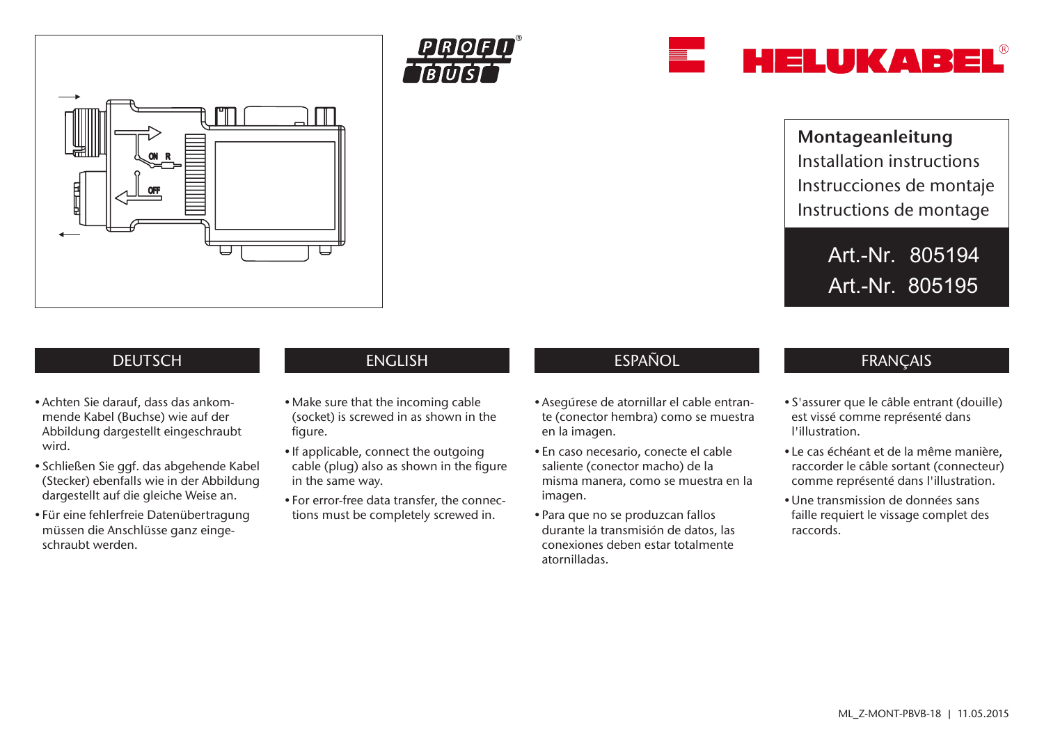HELUKABEL®

PROFIBUS®

# Montageanleitung
Installation instructions
Instrucciones de montaje
Instructions de montage

**Art.-Nr. 805194**
**Art.-Nr. 805195**

## DEUTSCH

- Achten Sie darauf, dass das ankommende Kabel (Buchse) wie auf der Abbildung dargestellt eingeschraubt wird.
- Schließen Sie ggf. das abgehende Kabel (Stecker) ebenfalls wie in der Abbildung dargestellt auf die gleiche Weise an.
- Für eine fehlerfreie Datenübertragung müssen die Anschlüsse ganz eingeschraubt werden.

## ENGLISH

- Make sure that the incoming cable (socket) is screwed in as shown in the figure.
- If applicable, connect the outgoing cable (plug) also as shown in the figure in the same way.
- For error-free data transfer, the connections must be completely screwed in.

## ESPAÑOL

- Asegúrese de atornillar el cable entrante (conector hembra) como se muestra en la imagen.
- En caso necesario, conecte el cable saliente (conector macho) de la misma manera, como se muestra en la imagen.
- Para que no se produzcan fallos durante la transmisión de datos, las conexiones deben estar totalmente atornilladas.

## FRANÇAIS

- S'assurer que le câble entrant (douille) est vissé comme représenté dans l'illustration.
- Le cas échéant et de la même manière, raccorder le câble sortant (connecteur) comme représenté dans l'illustration.
- Une transmission de données sans faille requiert le vissage complet des raccords.

ML_Z-MONT-PBVB-18 | 11.05.2015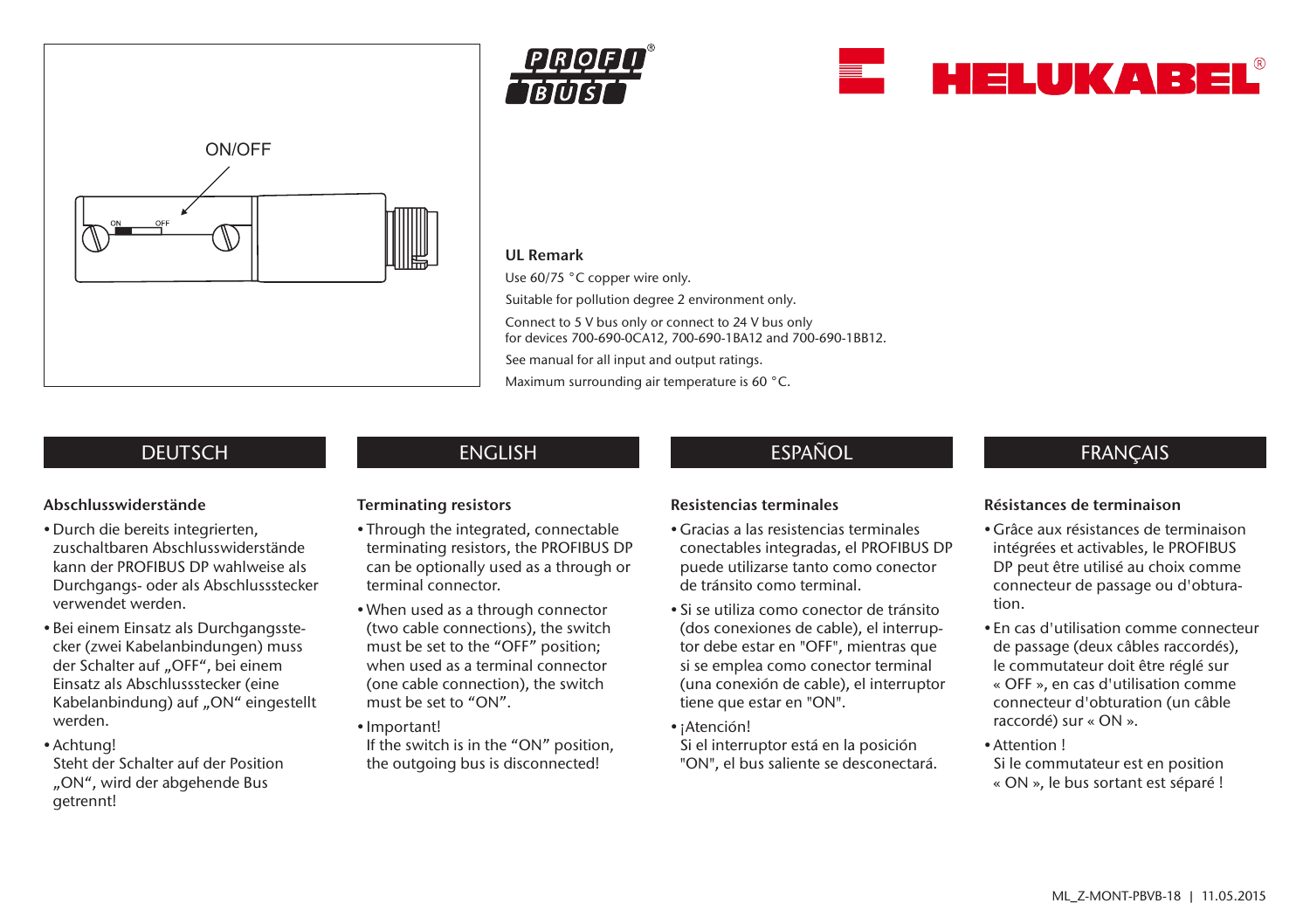ON/OFF

ON OFF

PROFI BUS

HELUKABEL

**UL Remark**

Use 60/75 °C copper wire only.

Suitable for pollution degree 2 environment only.

Connect to 5 V bus only or connect to 24 V bus only
for devices 700-690-0CA12, 700-690-1BA12 and 700-690-1BB12.

See manual for all input and output ratings.

Maximum surrounding air temperature is 60 °C.

## DEUTSCH

### Abschlusswiderstände

- Durch die bereits integrierten, zuschaltbaren Abschlusswiderstände kann der PROFIBUS DP wahlweise als Durchgangs- oder als Abschlussstecker verwendet werden.
- Bei einem Einsatz als Durchgangsstecker (zwei Kabelanbindungen) muss der Schalter auf „OFF", bei einem Einsatz als Abschlussstecker (eine Kabelanbindung) auf „ON" eingestellt werden.
- Achtung!
  Steht der Schalter auf der Position „ON", wird der abgehende Bus getrennt!

## ENGLISH

### Terminating resistors

- Through the integrated, connectable terminating resistors, the PROFIBUS DP can be optionally used as a through or terminal connector.
- When used as a through connector (two cable connections), the switch must be set to the "OFF" position; when used as a terminal connector (one cable connection), the switch must be set to "ON".
- Important!
  If the switch is in the "ON" position, the outgoing bus is disconnected!

## ESPAÑOL

### Resistencias terminales

- Gracias a las resistencias terminales conectables integradas, el PROFIBUS DP puede utilizarse tanto como conector de tránsito como terminal.
- Si se utiliza como conector de tránsito (dos conexiones de cable), el interruptor debe estar en "OFF", mientras que si se emplea como conector terminal (una conexión de cable), el interruptor tiene que estar en "ON".
- ¡Atención!
  Si el interruptor está en la posición "ON", el bus saliente se desconectará.

## FRANÇAIS

### Résistances de terminaison

- Grâce aux résistances de terminaison intégrées et activables, le PROFIBUS DP peut être utilisé au choix comme connecteur de passage ou d'obturation.
- En cas d'utilisation comme connecteur de passage (deux câbles raccordés), le commutateur doit être réglé sur « OFF », en cas d'utilisation comme connecteur d'obturation (un câble raccordé) sur « ON ».
- Attention !
  Si le commutateur est en position « ON », le bus sortant est séparé !

ML_Z-MONT-PBVB-18 | 11.05.2015